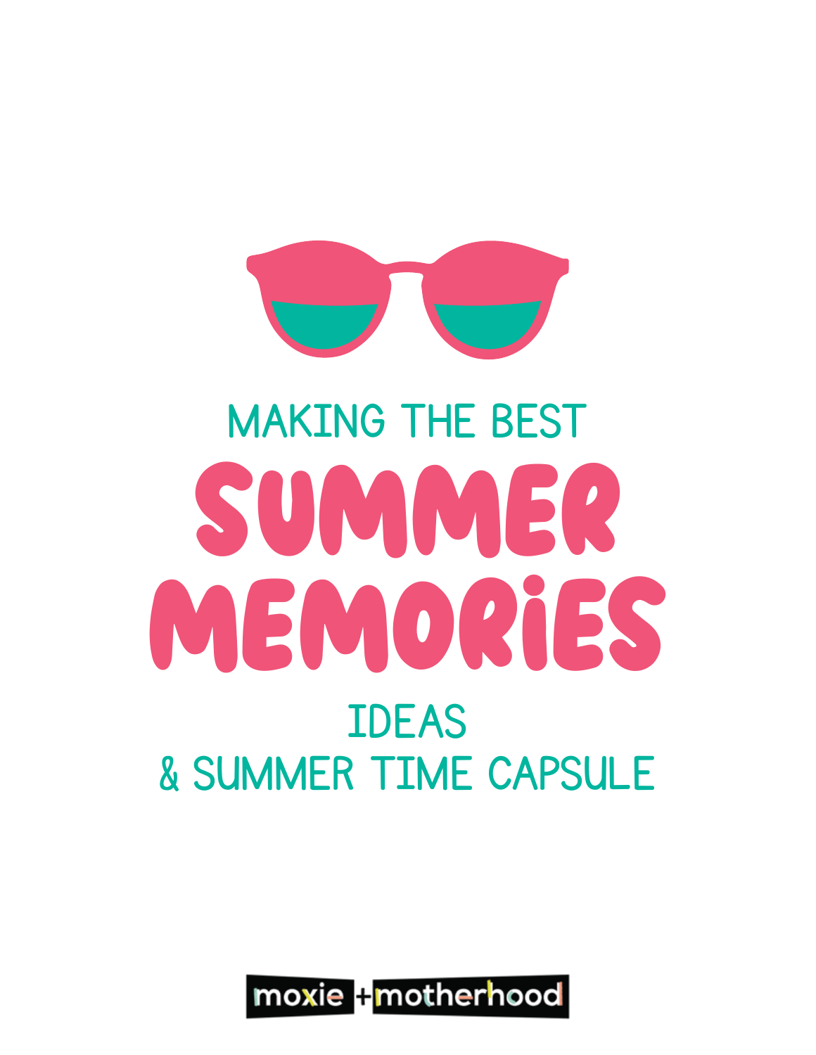MAKING THE BEST

# SUMMER MEMORIES

IDEAS
& SUMMER TIME CAPSULE

moxie + motherhood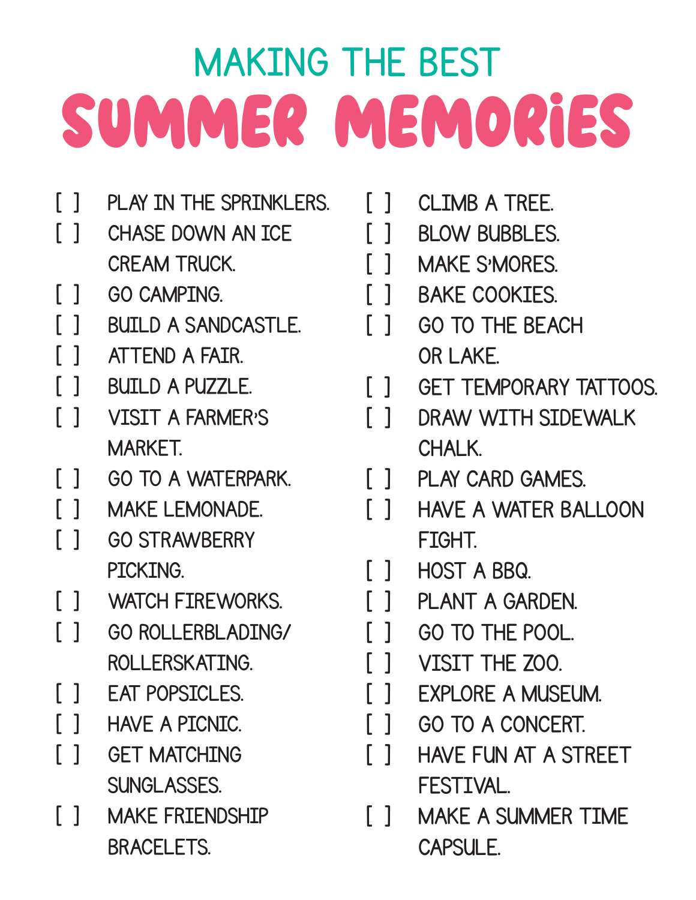## MAKING THE BEST

# SUMMER MEMORIES

- [ ] PLAY IN THE SPRINKLERS.
- [ ] CHASE DOWN AN ICE CREAM TRUCK.
- [ ] GO CAMPING.
- [ ] BUILD A SANDCASTLE.
- [ ] ATTEND A FAIR.
- [ ] BUILD A PUZZLE.
- [ ] VISIT A FARMER'S MARKET.
- [ ] GO TO A WATERPARK.
- [ ] MAKE LEMONADE.
- [ ] GO STRAWBERRY PICKING.
- [ ] WATCH FIREWORKS.
- [ ] GO ROLLERBLADING/ ROLLERSKATING.
- [ ] EAT POPSICLES.
- [ ] HAVE A PICNIC.
- [ ] GET MATCHING SUNGLASSES.
- [ ] MAKE FRIENDSHIP BRACELETS.
- [ ] CLIMB A TREE.
- [ ] BLOW BUBBLES.
- [ ] MAKE S'MORES.
- [ ] BAKE COOKIES.
- [ ] GO TO THE BEACH OR LAKE.
- [ ] GET TEMPORARY TATTOOS.
- [ ] DRAW WITH SIDEWALK CHALK.
- [ ] PLAY CARD GAMES.
- [ ] HAVE A WATER BALLOON FIGHT.
- [ ] HOST A BBQ.
- [ ] PLANT A GARDEN.
- [ ] GO TO THE POOL.
- [ ] VISIT THE ZOO.
- [ ] EXPLORE A MUSEUM.
- [ ] GO TO A CONCERT.
- [ ] HAVE FUN AT A STREET FESTIVAL.
- [ ] MAKE A SUMMER TIME CAPSULE.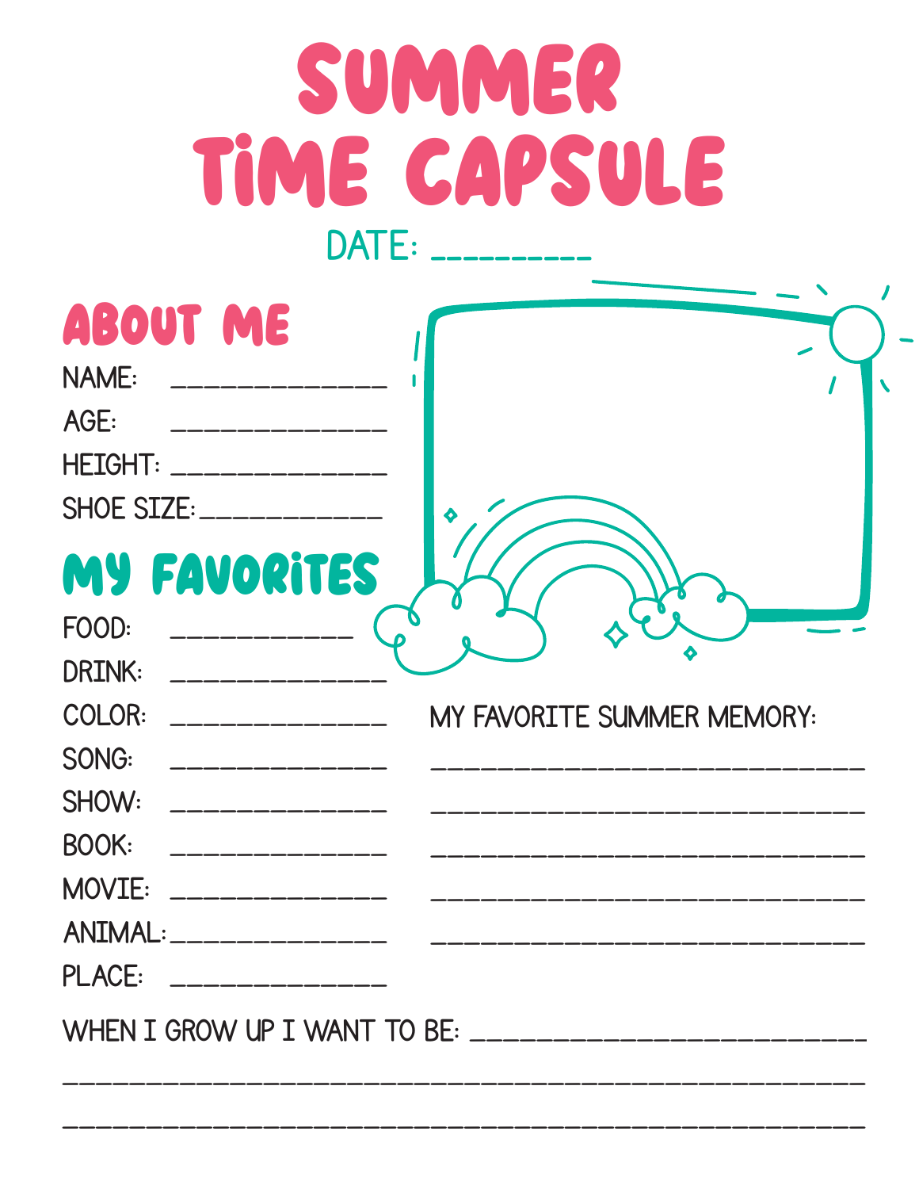# SUMMER TIME CAPSULE

DATE: __________

## ABOUT ME

NAME: _______________

AGE: _______________

HEIGHT: _______________

SHOE SIZE: _____________

## MY FAVORITES

FOOD: _____________

DRINK: _______________

COLOR: _______________

SONG: _______________

SHOW: _______________

BOOK: _______________

MOVIE: _______________

ANIMAL: _______________

PLACE: _______________

MY FAVORITE SUMMER MEMORY:

______________________________

______________________________

______________________________

______________________________

______________________________

WHEN I GROW UP I WANT TO BE: ____________________________

________________________________________________________

________________________________________________________